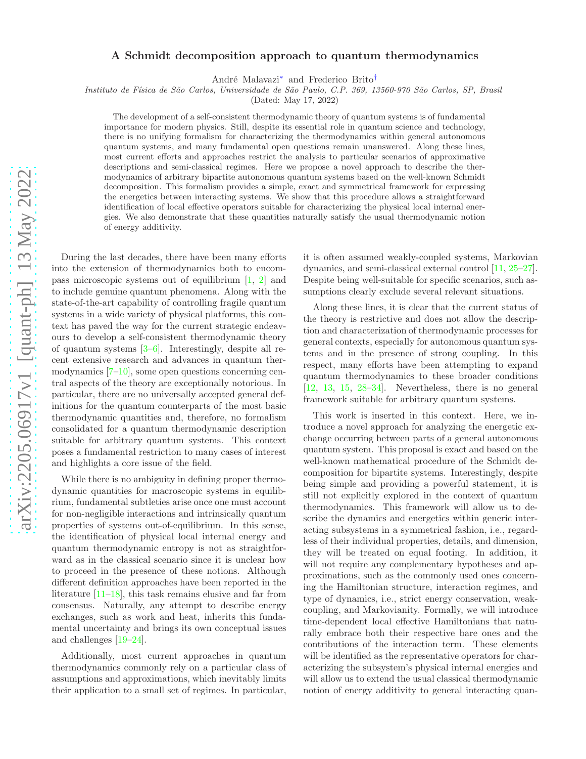# A Schmidt decomposition approach to quantum thermodynamics

André Malavazi* and Frederico Brito†

*Instituto de Física de São Carlos, Universidade de São Paulo, C.P. 369, 13560-970 São Carlos, SP, Brasil*

(Dated: May 17, 2022)

The development of a self-consistent thermodynamic theory of quantum systems is of fundamental importance for modern physics. Still, despite its essential role in quantum science and technology, there is no unifying formalism for characterizing the thermodynamics within general autonomous quantum systems, and many fundamental open questions remain unanswered. Along these lines, most current efforts and approaches restrict the analysis to particular scenarios of approximative descriptions and semi-classical regimes. Here we propose a novel approach to describe the thermodynamics of arbitrary bipartite autonomous quantum systems based on the well-known Schmidt decomposition. This formalism provides a simple, exact and symmetrical framework for expressing the energetics between interacting systems. We show that this procedure allows a straightforward identification of local effective operators suitable for characterizing the physical local internal energies. We also demonstrate that these quantities naturally satisfy the usual thermodynamic notion of energy additivity.

During the last decades, there have been many efforts into the extension of thermodynamics both to encompass microscopic systems out of equilibrium [1, 2] and to include genuine quantum phenomena. Along with the state-of-the-art capability of controlling fragile quantum systems in a wide variety of physical platforms, this context has paved the way for the current strategic endeavours to develop a self-consistent thermodynamic theory of quantum systems [3–6]. Interestingly, despite all recent extensive research and advances in quantum thermodynamics [7–10], some open questions concerning central aspects of the theory are exceptionally notorious. In particular, there are no universally accepted general definitions for the quantum counterparts of the most basic thermodynamic quantities and, therefore, no formalism consolidated for a quantum thermodynamic description suitable for arbitrary quantum systems. This context poses a fundamental restriction to many cases of interest and highlights a core issue of the field.

While there is no ambiguity in defining proper thermodynamic quantities for macroscopic systems in equilibrium, fundamental subtleties arise once one must account for non-negligible interactions and intrinsically quantum properties of systems out-of-equilibrium. In this sense, the identification of physical local internal energy and quantum thermodynamic entropy is not as straightforward as in the classical scenario since it is unclear how to proceed in the presence of these notions. Although different definition approaches have been reported in the literature [11–18], this task remains elusive and far from consensus. Naturally, any attempt to describe energy exchanges, such as work and heat, inherits this fundamental uncertainty and brings its own conceptual issues and challenges [19–24].

Additionally, most current approaches in quantum thermodynamics commonly rely on a particular class of assumptions and approximations, which inevitably limits their application to a small set of regimes. In particular, it is often assumed weakly-coupled systems, Markovian dynamics, and semi-classical external control [11, 25–27]. Despite being well-suitable for specific scenarios, such assumptions clearly exclude several relevant situations.

Along these lines, it is clear that the current status of the theory is restrictive and does not allow the description and characterization of thermodynamic processes for general contexts, especially for autonomous quantum systems and in the presence of strong coupling. In this respect, many efforts have been attempting to expand quantum thermodynamics to these broader conditions [12, 13, 15, 28–34]. Nevertheless, there is no general framework suitable for arbitrary quantum systems.

This work is inserted in this context. Here, we introduce a novel approach for analyzing the energetic exchange occurring between parts of a general autonomous quantum system. This proposal is exact and based on the well-known mathematical procedure of the Schmidt decomposition for bipartite systems. Interestingly, despite being simple and providing a powerful statement, it is still not explicitly explored in the context of quantum thermodynamics. This framework will allow us to describe the dynamics and energetics within generic interacting subsystems in a symmetrical fashion, i.e., regardless of their individual properties, details, and dimension, they will be treated on equal footing. In addition, it will not require any complementary hypotheses and approximations, such as the commonly used ones concerning the Hamiltonian structure, interaction regimes, and type of dynamics, i.e., strict energy conservation, weak-coupling, and Markovianity. Formally, we will introduce time-dependent local effective Hamiltonians that naturally embrace both their respective bare ones and the contributions of the interaction term. These elements will be identified as the representative operators for characterizing the subsystem's physical internal energies and will allow us to extend the usual classical thermodynamic notion of energy additivity to general interacting quan-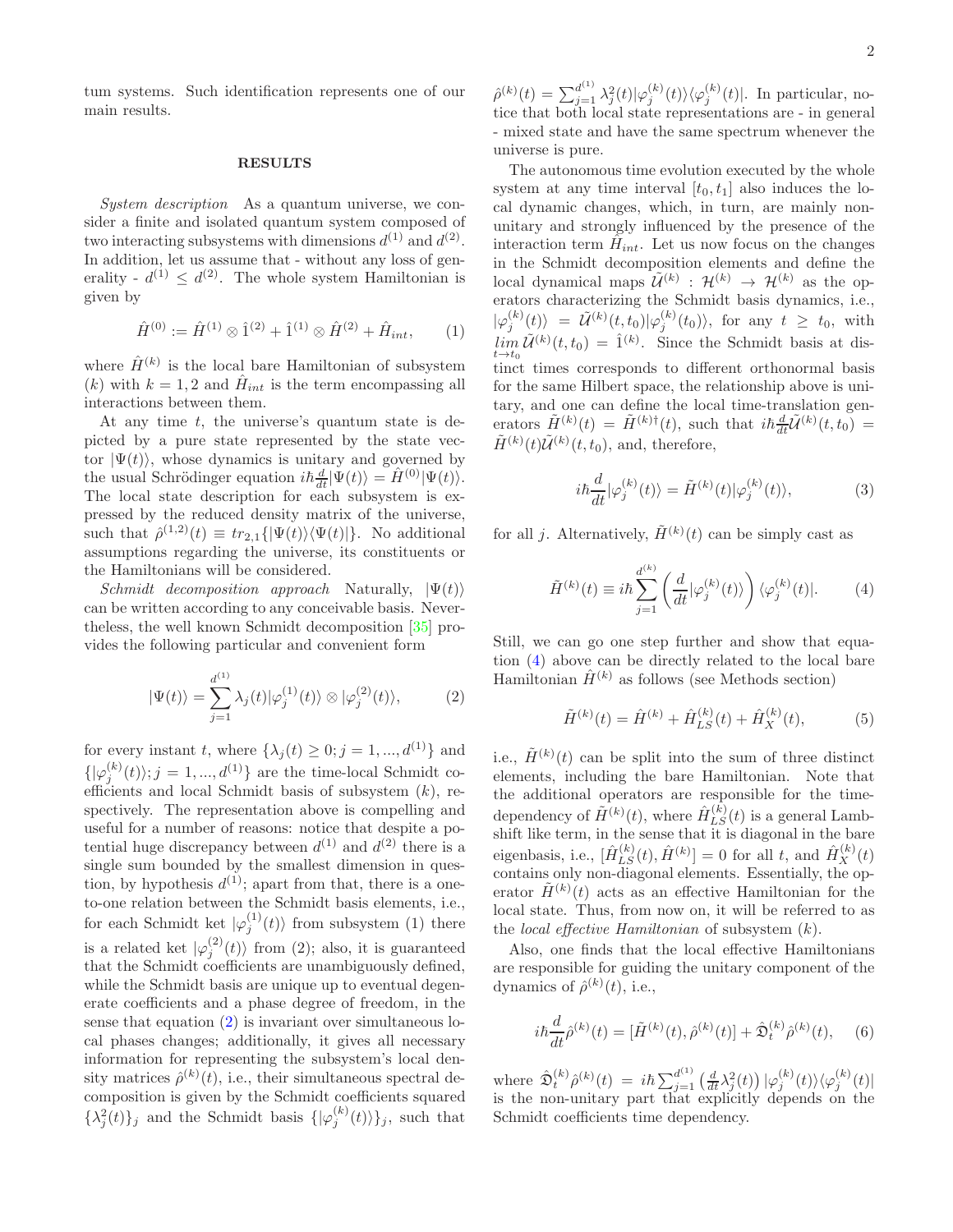tum systems. Such identification represents one of our main results.

## RESULTS

*System description* As a quantum universe, we consider a finite and isolated quantum system composed of two interacting subsystems with dimensions $d^{(1)}$ and $d^{(2)}$. In addition, let us assume that - without any loss of generality - $d^{(1)} \leq d^{(2)}$. The whole system Hamiltonian is given by

$$\hat{H}^{(0)} := \hat{H}^{(1)} \otimes \hat{1}^{(2)} + \hat{1}^{(1)} \otimes \hat{H}^{(2)} + \hat{H}_{int}, \qquad (1)$$

where $\hat{H}^{(k)}$ is the local bare Hamiltonian of subsystem $(k)$ with $k = 1, 2$ and $\hat{H}_{int}$ is the term encompassing all interactions between them.

At any time $t$, the universe's quantum state is depicted by a pure state represented by the state vector $|\Psi(t)\rangle$, whose dynamics is unitary and governed by the usual Schrödinger equation $i\hbar\frac{d}{dt}|\Psi(t)\rangle = \hat{H}^{(0)}|\Psi(t)\rangle$. The local state description for each subsystem is expressed by the reduced density matrix of the universe, such that $\hat{\rho}^{(1,2)}(t) \equiv tr_{2,1}\{|\Psi(t)\rangle\langle\Psi(t)|\}$. No additional assumptions regarding the universe, its constituents or the Hamiltonians will be considered.

*Schmidt decomposition approach* Naturally, $|\Psi(t)\rangle$ can be written according to any conceivable basis. Nevertheless, the well known Schmidt decomposition [35] provides the following particular and convenient form

$$|\Psi(t)\rangle = \sum_{j=1}^{d^{(1)}} \lambda_j(t)|\varphi_j^{(1)}(t)\rangle \otimes |\varphi_j^{(2)}(t)\rangle, \qquad (2)$$

for every instant $t$, where $\{\lambda_j(t) \geq 0; j = 1, ..., d^{(1)}\}$ and $\{|\varphi_j^{(k)}(t)\rangle; j = 1, ..., d^{(1)}\}$ are the time-local Schmidt coefficients and local Schmidt basis of subsystem $(k)$, respectively. The representation above is compelling and useful for a number of reasons: notice that despite a potential huge discrepancy between $d^{(1)}$ and $d^{(2)}$ there is a single sum bounded by the smallest dimension in question, by hypothesis $d^{(1)}$; apart from that, there is a one-to-one relation between the Schmidt basis elements, i.e., for each Schmidt ket $|\varphi_j^{(1)}(t)\rangle$ from subsystem (1) there is a related ket $|\varphi_j^{(2)}(t)\rangle$ from (2); also, it is guaranteed that the Schmidt coefficients are unambiguously defined, while the Schmidt basis are unique up to eventual degenerate coefficients and a phase degree of freedom, in the sense that equation (2) is invariant over simultaneous local phases changes; additionally, it gives all necessary information for representing the subsystem's local density matrices $\hat{\rho}^{(k)}(t)$, i.e., their simultaneous spectral decomposition is given by the Schmidt coefficients squared $\{\lambda_j^2(t)\}_j$ and the Schmidt basis $\{|\varphi_j^{(k)}(t)\rangle\}_j$, such that $\hat{\rho}^{(k)}(t) = \sum_{j=1}^{d^{(1)}} \lambda_j^2(t)|\varphi_j^{(k)}(t)\rangle\langle\varphi_j^{(k)}(t)|$. In particular, notice that both local state representations are - in general - mixed state and have the same spectrum whenever the universe is pure.

The autonomous time evolution executed by the whole system at any time interval $[t_0, t_1]$ also induces the local dynamic changes, which, in turn, are mainly non-unitary and strongly influenced by the presence of the interaction term $\hat{H}_{int}$. Let us now focus on the changes in the Schmidt decomposition elements and define the local dynamical maps $\tilde{\mathcal{U}}^{(k)} : \mathcal{H}^{(k)} \rightarrow \mathcal{H}^{(k)}$ as the operators characterizing the Schmidt basis dynamics, i.e., $|\varphi_j^{(k)}(t)\rangle = \tilde{\mathcal{U}}^{(k)}(t, t_0)|\varphi_j^{(k)}(t_0)\rangle$, for any $t \geq t_0$, with $\lim_{t\rightarrow t_0} \tilde{\mathcal{U}}^{(k)}(t, t_0) = \hat{1}^{(k)}$. Since the Schmidt basis at distinct times corresponds to different orthonormal basis for the same Hilbert space, the relationship above is unitary, and one can define the local time-translation generators $\tilde{H}^{(k)}(t) = \tilde{H}^{(k)\dagger}(t)$, such that $i\hbar\frac{d}{dt}\tilde{\mathcal{U}}^{(k)}(t, t_0) = \tilde{H}^{(k)}(t)\tilde{\mathcal{U}}^{(k)}(t, t_0)$, and, therefore,

$$i\hbar\frac{d}{dt}|\varphi_j^{(k)}(t)\rangle = \tilde{H}^{(k)}(t)|\varphi_j^{(k)}(t)\rangle, \qquad (3)$$

for all $j$. Alternatively, $\tilde{H}^{(k)}(t)$ can be simply cast as

$$\tilde{H}^{(k)}(t) \equiv i\hbar\sum_{j=1}^{d^{(k)}} \left(\frac{d}{dt}|\varphi_j^{(k)}(t)\rangle\right)\langle\varphi_j^{(k)}(t)|. \qquad (4)$$

Still, we can go one step further and show that equation (4) above can be directly related to the local bare Hamiltonian $\hat{H}^{(k)}$ as follows (see Methods section)

$$\tilde{H}^{(k)}(t) = \hat{H}^{(k)} + \hat{H}_{LS}^{(k)}(t) + \hat{H}_X^{(k)}(t), \qquad (5)$$

i.e., $\tilde{H}^{(k)}(t)$ can be split into the sum of three distinct elements, including the bare Hamiltonian. Note that the additional operators are responsible for the time-dependency of $\tilde{H}^{(k)}(t)$, where $\hat{H}_{LS}^{(k)}(t)$ is a general Lamb-shift like term, in the sense that it is diagonal in the bare eigenbasis, i.e., $[\hat{H}_{LS}^{(k)}(t), \hat{H}^{(k)}] = 0$ for all $t$, and $\hat{H}_X^{(k)}(t)$ contains only non-diagonal elements. Essentially, the operator $\tilde{H}^{(k)}(t)$ acts as an effective Hamiltonian for the local state. Thus, from now on, it will be referred to as the *local effective Hamiltonian* of subsystem $(k)$.

Also, one finds that the local effective Hamiltonians are responsible for guiding the unitary component of the dynamics of $\hat{\rho}^{(k)}(t)$, i.e.,

$$i\hbar\frac{d}{dt}\hat{\rho}^{(k)}(t) = [\tilde{H}^{(k)}(t), \hat{\rho}^{(k)}(t)] + \hat{\mathfrak{D}}_t^{(k)}\hat{\rho}^{(k)}(t), \qquad (6)$$

where $\hat{\mathfrak{D}}_t^{(k)}\hat{\rho}^{(k)}(t) = i\hbar\sum_{j=1}^{d^{(1)}}\left(\frac{d}{dt}\lambda_j^2(t)\right)|\varphi_j^{(k)}(t)\rangle\langle\varphi_j^{(k)}(t)|$ is the non-unitary part that explicitly depends on the Schmidt coefficients time dependency.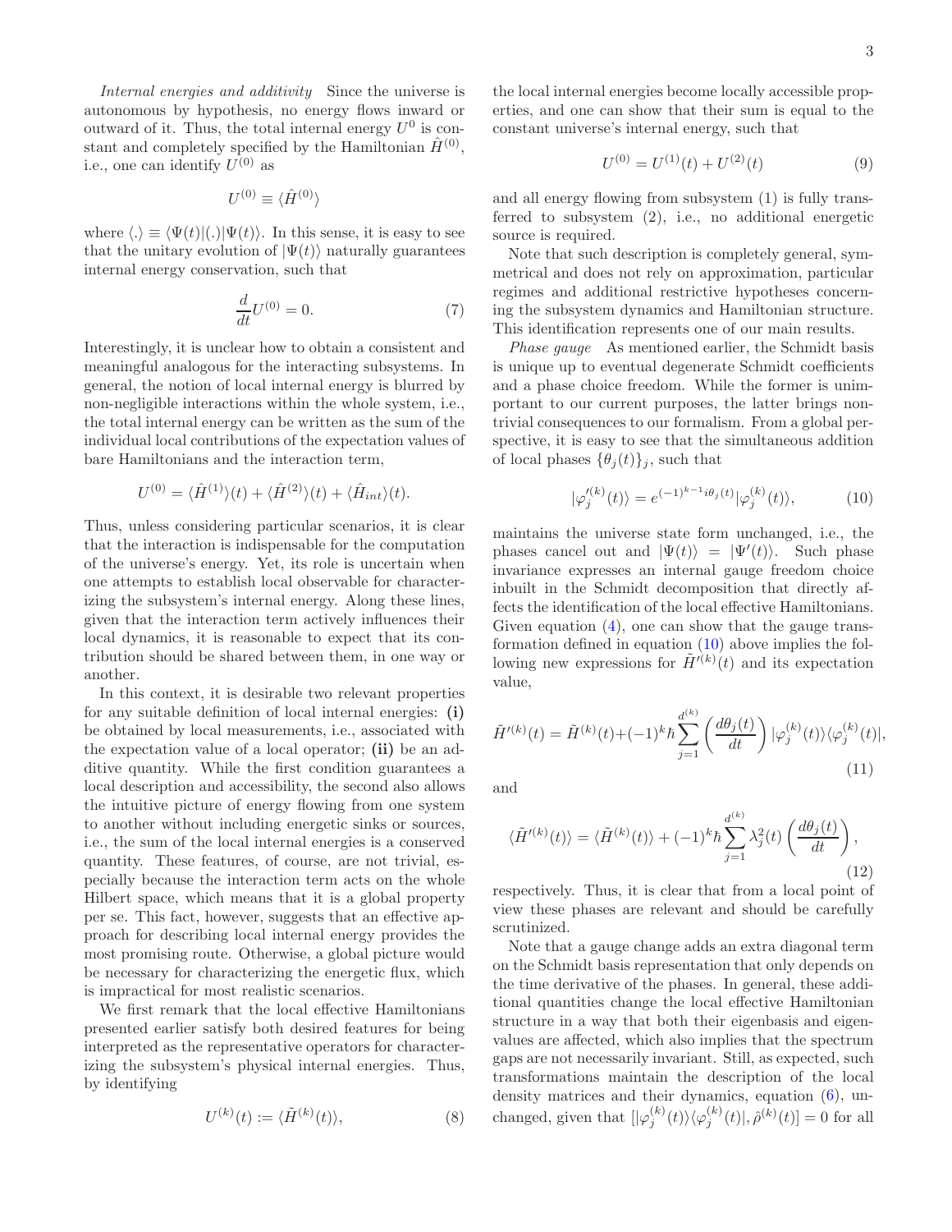*Internal energies and additivity* Since the universe is autonomous by hypothesis, no energy flows inward or outward of it. Thus, the total internal energy $U^0$ is constant and completely specified by the Hamiltonian $\hat{H}^{(0)}$, i.e., one can identify $U^{(0)}$ as

$$U^{(0)} \equiv \langle \hat{H}^{(0)} \rangle$$

where $\langle . \rangle \equiv \langle \Psi(t)|(.)|\Psi(t)\rangle$. In this sense, it is easy to see that the unitary evolution of $|\Psi(t)\rangle$ naturally guarantees internal energy conservation, such that

$$\frac{d}{dt} U^{(0)} = 0. \tag{7}$$

Interestingly, it is unclear how to obtain a consistent and meaningful analogous for the interacting subsystems. In general, the notion of local internal energy is blurred by non-negligible interactions within the whole system, i.e., the total internal energy can be written as the sum of the individual local contributions of the expectation values of bare Hamiltonians and the interaction term,

$$U^{(0)} = \langle \hat{H}^{(1)} \rangle(t) + \langle \hat{H}^{(2)} \rangle(t) + \langle \hat{H}_{int} \rangle(t).$$

Thus, unless considering particular scenarios, it is clear that the interaction is indispensable for the computation of the universe's energy. Yet, its role is uncertain when one attempts to establish local observable for characterizing the subsystem's internal energy. Along these lines, given that the interaction term actively influences their local dynamics, it is reasonable to expect that its contribution should be shared between them, in one way or another.

In this context, it is desirable two relevant properties for any suitable definition of local internal energies: **(i)** be obtained by local measurements, i.e., associated with the expectation value of a local operator; **(ii)** be an additive quantity. While the first condition guarantees a local description and accessibility, the second also allows the intuitive picture of energy flowing from one system to another without including energetic sinks or sources, i.e., the sum of the local internal energies is a conserved quantity. These features, of course, are not trivial, especially because the interaction term acts on the whole Hilbert space, which means that it is a global property per se. This fact, however, suggests that an effective approach for describing local internal energy provides the most promising route. Otherwise, a global picture would be necessary for characterizing the energetic flux, which is impractical for most realistic scenarios.

We first remark that the local effective Hamiltonians presented earlier satisfy both desired features for being interpreted as the representative operators for characterizing the subsystem's physical internal energies. Thus, by identifying

$$U^{(k)}(t) := \langle \tilde{H}^{(k)}(t) \rangle, \tag{8}$$

the local internal energies become locally accessible properties, and one can show that their sum is equal to the constant universe's internal energy, such that

$$U^{(0)} = U^{(1)}(t) + U^{(2)}(t) \tag{9}$$

and all energy flowing from subsystem (1) is fully transferred to subsystem (2), i.e., no additional energetic source is required.

Note that such description is completely general, symmetrical and does not rely on approximation, particular regimes and additional restrictive hypotheses concerning the subsystem dynamics and Hamiltonian structure. This identification represents one of our main results.

*Phase gauge* As mentioned earlier, the Schmidt basis is unique up to eventual degenerate Schmidt coefficients and a phase choice freedom. While the former is unimportant to our current purposes, the latter brings nontrivial consequences to our formalism. From a global perspective, it is easy to see that the simultaneous addition of local phases $\{\theta_j(t)\}_j$, such that

$$|\varphi'^{(k)}_j(t)\rangle = e^{(-1)^{k-1} i\theta_j(t)} |\varphi^{(k)}_j(t)\rangle, \tag{10}$$

maintains the universe state form unchanged, i.e., the phases cancel out and $|\Psi(t)\rangle = |\Psi'(t)\rangle$. Such phase invariance expresses an internal gauge freedom choice inbuilt in the Schmidt decomposition that directly affects the identification of the local effective Hamiltonians. Given equation (4), one can show that the gauge transformation defined in equation (10) above implies the following new expressions for $\tilde{H}'^{(k)}(t)$ and its expectation value,

$$\tilde{H}'^{(k)}(t) = \tilde{H}^{(k)}(t) + (-1)^k \hbar \sum_{j=1}^{d^{(k)}} \left( \frac{d\theta_j(t)}{dt} \right) |\varphi^{(k)}_j(t)\rangle\langle\varphi^{(k)}_j(t)|, \tag{11}$$

and

$$\langle \tilde{H}'^{(k)}(t) \rangle = \langle \tilde{H}^{(k)}(t) \rangle + (-1)^k \hbar \sum_{j=1}^{d^{(k)}} \lambda_j^2(t) \left( \frac{d\theta_j(t)}{dt} \right), \tag{12}$$

respectively. Thus, it is clear that from a local point of view these phases are relevant and should be carefully scrutinized.

Note that a gauge change adds an extra diagonal term on the Schmidt basis representation that only depends on the time derivative of the phases. In general, these additional quantities change the local effective Hamiltonian structure in a way that both their eigenbasis and eigenvalues are affected, which also implies that the spectrum gaps are not necessarily invariant. Still, as expected, such transformations maintain the description of the local density matrices and their dynamics, equation (6), unchanged, given that $[|\varphi^{(k)}_j(t)\rangle\langle\varphi^{(k)}_j(t)|, \hat{\rho}^{(k)}(t)] = 0$ for all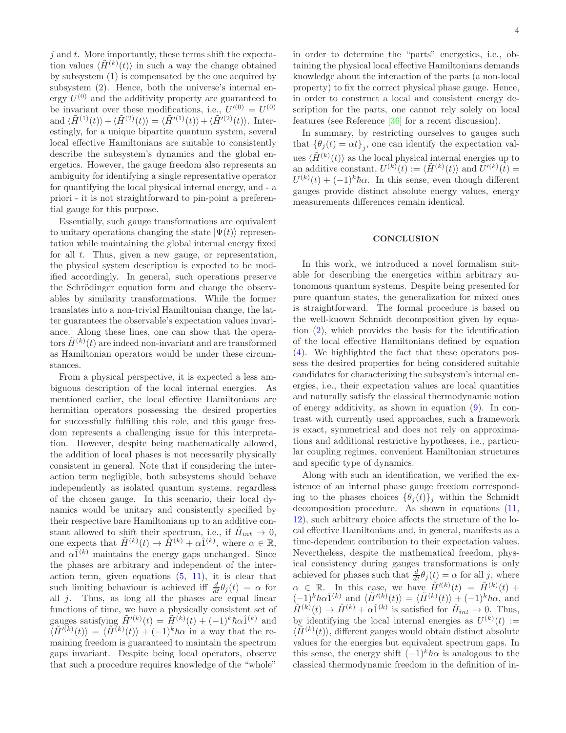$j$ and $t$. More importantly, these terms shift the expectation values $\langle \tilde{H}^{(k)}(t)\rangle$ in such a way the change obtained by subsystem (1) is compensated by the one acquired by subsystem (2). Hence, both the universe's internal energy $U^{(0)}$ and the additivity property are guaranteed to be invariant over these modifications, i.e., $U'^{(0)} = U^{(0)}$ and $\langle \tilde{H}^{(1)}(t)\rangle + \langle \tilde{H}^{(2)}(t)\rangle = \langle \tilde{H}'^{(1)}(t)\rangle + \langle \tilde{H}'^{(2)}(t)\rangle$. Interestingly, for a unique bipartite quantum system, several local effective Hamiltonians are suitable to consistently describe the subsystem's dynamics and the global energetics. However, the gauge freedom also represents an ambiguity for identifying a single representative operator for quantifying the local physical internal energy, and - a priori - it is not straightforward to pin-point a preferential gauge for this purpose.

Essentially, such gauge transformations are equivalent to unitary operations changing the state $|\Psi(t)\rangle$ representation while maintaining the global internal energy fixed for all $t$. Thus, given a new gauge, or representation, the physical system description is expected to be modified accordingly. In general, such operations preserve the Schrödinger equation form and change the observables by similarity transformations. While the former translates into a non-trivial Hamiltonian change, the latter guarantees the observable's expectation values invariance. Along these lines, one can show that the operators $\tilde{H}^{(k)}(t)$ are indeed non-invariant and are transformed as Hamiltonian operators would be under these circumstances.

From a physical perspective, it is expected a less ambiguous description of the local internal energies. As mentioned earlier, the local effective Hamiltonians are hermitian operators possessing the desired properties for successfully fulfilling this role, and this gauge freedom represents a challenging issue for this interpretation. However, despite being mathematically allowed, the addition of local phases is not necessarily physically consistent in general. Note that if considering the interaction term negligible, both subsystems should behave independently as isolated quantum systems, regardless of the chosen gauge. In this scenario, their local dynamics would be unitary and consistently specified by their respective bare Hamiltonians up to an additive constant allowed to shift their spectrum, i.e., if $\hat{H}_{int} \to 0$, one expects that $\tilde{H}^{(k)}(t) \to \hat{H}^{(k)} + \alpha \hat{1}^{(k)}$, where $\alpha \in \mathbb{R}$, and $\alpha \hat{1}^{(k)}$ maintains the energy gaps unchanged. Since the phases are arbitrary and independent of the interaction term, given equations (5, 11), it is clear that such limiting behaviour is achieved iff $\frac{d}{dt}\theta_j(t) = \alpha$ for all $j$. Thus, as long all the phases are equal linear functions of time, we have a physically consistent set of gauges satisfying $\tilde{H}'^{(k)}(t) = \tilde{H}^{(k)}(t) + (-1)^k \hbar\alpha \hat{1}^{(k)}$ and $\langle \tilde{H}'^{(k)}(t)\rangle = \langle \tilde{H}^{(k)}(t)\rangle + (-1)^k \hbar\alpha$ in a way that the remaining freedom is guaranteed to maintain the spectrum gaps invariant. Despite being local operators, observe that such a procedure requires knowledge of the "whole" in order to determine the "parts" energetics, i.e., obtaining the physical local effective Hamiltonians demands knowledge about the interaction of the parts (a non-local property) to fix the correct physical phase gauge. Hence, in order to construct a local and consistent energy description for the parts, one cannot rely solely on local features (see Reference [36] for a recent discussion).

In summary, by restricting ourselves to gauges such that $\{\theta_j(t) = \alpha t\}_j$, one can identify the expectation values $\langle \tilde{H}^{(k)}(t)\rangle$ as the local physical internal energies up to an additive constant, $U^{(k)}(t) := \langle \tilde{H}^{(k)}(t)\rangle$ and $U'^{(k)}(t) = U^{(k)}(t) + (-1)^k \hbar\alpha$. In this sense, even though different gauges provide distinct absolute energy values, energy measurements differences remain identical.

## CONCLUSION

In this work, we introduced a novel formalism suitable for describing the energetics within arbitrary autonomous quantum systems. Despite being presented for pure quantum states, the generalization for mixed ones is straightforward. The formal procedure is based on the well-known Schmidt decomposition given by equation (2), which provides the basis for the identification of the local effective Hamiltonians defined by equation (4). We highlighted the fact that these operators possess the desired properties for being considered suitable candidates for characterizing the subsystem's internal energies, i.e., their expectation values are local quantities and naturally satisfy the classical thermodynamic notion of energy additivity, as shown in equation (9). In contrast with currently used approaches, such a framework is exact, symmetrical and does not rely on approximations and additional restrictive hypotheses, i.e., particular coupling regimes, convenient Hamiltonian structures and specific type of dynamics.

Along with such an identification, we verified the existence of an internal phase gauge freedom corresponding to the phases choices $\{\theta_j(t)\}_j$ within the Schmidt decomposition procedure. As shown in equations (11, 12), such arbitrary choice affects the structure of the local effective Hamiltonians and, in general, manifests as a time-dependent contribution to their expectation values. Nevertheless, despite the mathematical freedom, physical consistency during gauges transformations is only achieved for phases such that $\frac{d}{dt}\theta_j(t) = \alpha$ for all $j$, where $\alpha \in \mathbb{R}$. In this case, we have $\tilde{H}'^{(k)}(t) = \tilde{H}^{(k)}(t) + (-1)^k \hbar\alpha \hat{1}^{(k)}$ and $\langle \tilde{H}'^{(k)}(t)\rangle = \langle \tilde{H}^{(k)}(t)\rangle + (-1)^k \hbar\alpha$, and $\tilde{H}^{(k)}(t) \to \hat{H}^{(k)} + \alpha \hat{1}^{(k)}$ is satisfied for $\hat{H}_{int} \to 0$. Thus, by identifying the local internal energies as $U^{(k)}(t) := \langle \tilde{H}^{(k)}(t)\rangle$, different gauges would obtain distinct absolute values for the energies but equivalent spectrum gaps. In this sense, the energy shift $(-1)^k \hbar\alpha$ is analogous to the classical thermodynamic freedom in the definition of in-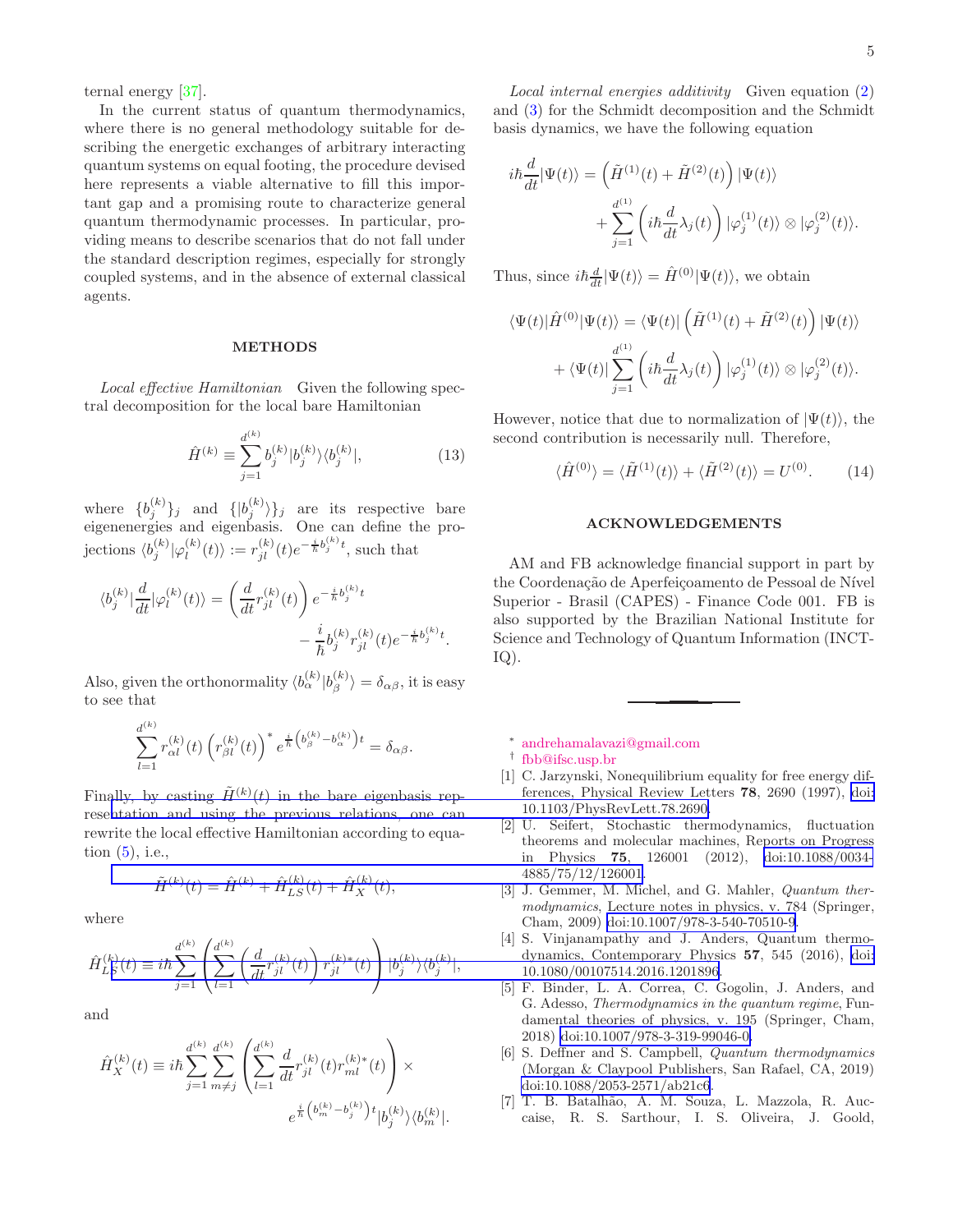ternal energy [37].

In the current status of quantum thermodynamics, where there is no general methodology suitable for describing the energetic exchanges of arbitrary interacting quantum systems on equal footing, the procedure devised here represents a viable alternative to fill this important gap and a promising route to characterize general quantum thermodynamic processes. In particular, providing means to describe scenarios that do not fall under the standard description regimes, especially for strongly coupled systems, and in the absence of external classical agents.

## METHODS

*Local effective Hamiltonian* Given the following spectral decomposition for the local bare Hamiltonian

$$\hat{H}^{(k)} \equiv \sum_{j=1}^{d^{(k)}} b_j^{(k)} |b_j^{(k)}\rangle\langle b_j^{(k)}|, \tag{13}$$

where $\{b_j^{(k)}\}_j$ and $\{|b_j^{(k)}\rangle\}_j$ are its respective bare eigenenergies and eigenbasis. One can define the projections $\langle b_j^{(k)}|\varphi_l^{(k)}(t)\rangle := r_{jl}^{(k)}(t) e^{-\frac{i}{\hbar} b_j^{(k)} t}$, such that

$$\langle b_j^{(k)}|\frac{d}{dt}|\varphi_l^{(k)}(t)\rangle = \left(\frac{d}{dt} r_{jl}^{(k)}(t)\right) e^{-\frac{i}{\hbar} b_j^{(k)} t} - \frac{i}{\hbar} b_j^{(k)} r_{jl}^{(k)}(t) e^{-\frac{i}{\hbar} b_j^{(k)} t}.$$

Also, given the orthonormality $\langle b_\alpha^{(k)}|b_\beta^{(k)}\rangle = \delta_{\alpha\beta}$, it is easy to see that

$$\sum_{l=1}^{d^{(k)}} r_{\alpha l}^{(k)}(t) \left(r_{\beta l}^{(k)}(t)\right)^* e^{\frac{i}{\hbar}\left(b_\beta^{(k)} - b_\alpha^{(k)}\right)t} = \delta_{\alpha\beta}.$$

Finally, by casting $\tilde{H}^{(k)}(t)$ in the bare eigenbasis representation and using the previous relations, one can rewrite the local effective Hamiltonian according to equation (5), i.e.,

$$\tilde{H}^{(k)}(t) = \hat{H}^{(k)} + \hat{H}_{LS}^{(k)}(t) + \hat{H}_X^{(k)}(t),$$

where

$$\hat{H}_{LS}^{(k)}(t) \equiv i\hbar \sum_{j=1}^{d^{(k)}} \left(\sum_{l=1}^{d^{(k)}} \left(\frac{d}{dt} r_{jl}^{(k)}(t)\right) r_{jl}^{(k)*}(t)\right) |b_j^{(k)}\rangle\langle b_j^{(k)}|,$$

and

$$\hat{H}_X^{(k)}(t) \equiv i\hbar \sum_{j=1}^{d^{(k)}} \sum_{m\neq j}^{d^{(k)}} \left(\sum_{l=1}^{d^{(k)}} \frac{d}{dt} r_{jl}^{(k)}(t) r_{ml}^{(k)*}(t)\right) \times e^{\frac{i}{\hbar}\left(b_m^{(k)} - b_j^{(k)}\right)t} |b_j^{(k)}\rangle\langle b_m^{(k)}|.$$

*Local internal energies additivity* Given equation (2) and (3) for the Schmidt decomposition and the Schmidt basis dynamics, we have the following equation

$$i\hbar\frac{d}{dt}|\Psi(t)\rangle = \left(\tilde{H}^{(1)}(t) + \tilde{H}^{(2)}(t)\right)|\Psi(t)\rangle + \sum_{j=1}^{d^{(1)}} \left(i\hbar\frac{d}{dt}\lambda_j(t)\right) |\varphi_j^{(1)}(t)\rangle \otimes |\varphi_j^{(2)}(t)\rangle.$$

Thus, since $i\hbar\frac{d}{dt}|\Psi(t)\rangle = \hat{H}^{(0)}|\Psi(t)\rangle$, we obtain

$$\langle\Psi(t)|\hat{H}^{(0)}|\Psi(t)\rangle = \langle\Psi(t)|\left(\tilde{H}^{(1)}(t) + \tilde{H}^{(2)}(t)\right)|\Psi(t)\rangle + \langle\Psi(t)|\sum_{j=1}^{d^{(1)}} \left(i\hbar\frac{d}{dt}\lambda_j(t)\right) |\varphi_j^{(1)}(t)\rangle \otimes |\varphi_j^{(2)}(t)\rangle.$$

However, notice that due to normalization of $|\Psi(t)\rangle$, the second contribution is necessarily null. Therefore,

$$\langle\hat{H}^{(0)}\rangle = \langle\tilde{H}^{(1)}(t)\rangle + \langle\tilde{H}^{(2)}(t)\rangle = U^{(0)}. \tag{14}$$

## ACKNOWLEDGEMENTS

AM and FB acknowledge financial support in part by the Coordenação de Aperfeiçoamento de Pessoal de Nível Superior - Brasil (CAPES) - Finance Code 001. FB is also supported by the Brazilian National Institute for Science and Technology of Quantum Information (INCT-IQ).

---

\* andrehamalavazi@gmail.com
† fbb@ifsc.usp.br

[1] C. Jarzynski, Nonequilibrium equality for free energy differences, Physical Review Letters **78**, 2690 (1997), doi:10.1103/PhysRevLett.78.2690.

[2] U. Seifert, Stochastic thermodynamics, fluctuation theorems and molecular machines, Reports on Progress in Physics **75**, 126001 (2012), doi:10.1088/0034-4885/75/12/126001.

[3] J. Gemmer, M. Michel, and G. Mahler, *Quantum thermodynamics*, Lecture notes in physics, v. 784 (Springer, Cham, 2009) doi:10.1007/978-3-540-70510-9.

[4] S. Vinjanampathy and J. Anders, Quantum thermodynamics, Contemporary Physics **57**, 545 (2016), doi:10.1080/00107514.2016.1201896.

[5] F. Binder, L. A. Correa, C. Gogolin, J. Anders, and G. Adesso, *Thermodynamics in the quantum regime*, Fundamental theories of physics, v. 195 (Springer, Cham, 2018) doi:10.1007/978-3-319-99046-0.

[6] S. Deffner and S. Campbell, *Quantum thermodynamics* (Morgan & Claypool Publishers, San Rafael, CA, 2019) doi:10.1088/2053-2571/ab21c6.

[7] T. B. Batalhão, A. M. Souza, L. Mazzola, R. Auccaise, R. S. Sarthour, I. S. Oliveira, J. Goold,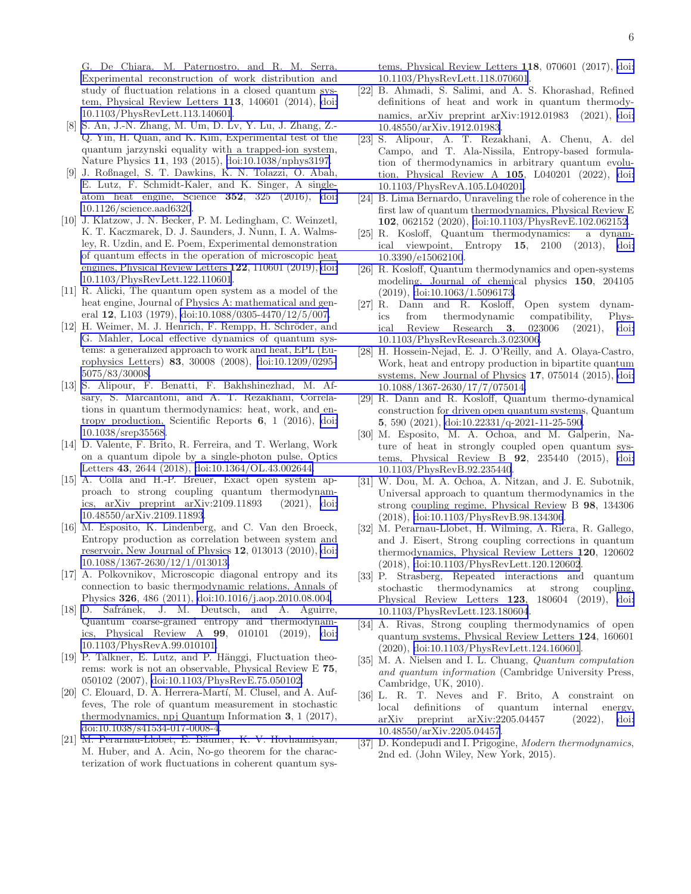G. De Chiara, M. Paternostro, and R. M. Serra, Experimental reconstruction of work distribution and study of fluctuation relations in a closed quantum system, Physical Review Letters **113**, 140601 (2014), doi:10.1103/PhysRevLett.113.140601.

[8] S. An, J.-N. Zhang, M. Um, D. Lv, Y. Lu, J. Zhang, Z.-Q. Yin, H. Quan, and K. Kim, Experimental test of the quantum jarzynski equality with a trapped-ion system, Nature Physics **11**, 193 (2015), doi:10.1038/nphys3197.

[9] J. Roßnagel, S. T. Dawkins, K. N. Tolazzi, O. Abah, E. Lutz, F. Schmidt-Kaler, and K. Singer, A single-atom heat engine, Science **352**, 325 (2016), doi:10.1126/science.aad6320.

[10] J. Klatzow, J. N. Becker, P. M. Ledingham, C. Weinzetl, K. T. Kaczmarek, D. J. Saunders, J. Nunn, I. A. Walmsley, R. Uzdin, and E. Poem, Experimental demonstration of quantum effects in the operation of microscopic heat engines, Physical Review Letters **122**, 110601 (2019), doi:10.1103/PhysRevLett.122.110601.

[11] R. Alicki, The quantum open system as a model of the heat engine, Journal of Physics A: mathematical and general **12**, L103 (1979), doi:10.1088/0305-4470/12/5/007.

[12] H. Weimer, M. J. Henrich, F. Rempp, H. Schröder, and G. Mahler, Local effective dynamics of quantum systems: a generalized approach to work and heat, EPL (Europhysics Letters) **83**, 30008 (2008), doi:10.1209/0295-5075/83/30008.

[13] S. Alipour, F. Benatti, F. Bakhshinezhad, M. Afsary, S. Marcantoni, and A. T. Rezakhani, Correlations in quantum thermodynamics: heat, work, and entropy production, Scientific Reports **6**, 1 (2016), doi:10.1038/srep35568.

[14] D. Valente, F. Brito, R. Ferreira, and T. Werlang, Work on a quantum dipole by a single-photon pulse, Optics Letters **43**, 2644 (2018), doi:10.1364/OL.43.002644.

[15] A. Colla and H.-P. Breuer, Exact open system approach to strong coupling quantum thermodynamics, arXiv preprint arXiv:2109.11893 (2021), doi:10.48550/arXiv.2109.11893.

[16] M. Esposito, K. Lindenberg, and C. Van den Broeck, Entropy production as correlation between system and reservoir, New Journal of Physics **12**, 013013 (2010), doi:10.1088/1367-2630/12/1/013013.

[17] A. Polkovnikov, Microscopic diagonal entropy and its connection to basic thermodynamic relations, Annals of Physics **326**, 486 (2011), doi:10.1016/j.aop.2010.08.004.

[18] D. Šafránek, J. M. Deutsch, and A. Aguirre, Quantum coarse-grained entropy and thermodynamics, Physical Review A **99**, 010101 (2019), doi:10.1103/PhysRevA.99.010101.

[19] P. Talkner, E. Lutz, and P. Hänggi, Fluctuation theorems: work is not an observable, Physical Review E **75**, 050102 (2007), doi:10.1103/PhysRevE.75.050102.

[20] C. Elouard, D. A. Herrera-Martí, M. Clusel, and A. Auffeves, The role of quantum measurement in stochastic thermodynamics, npj Quantum Information **3**, 1 (2017), doi:10.1038/s41534-017-0008-4.

[21] M. Perarnau-Llobet, E. Bäumer, K. V. Hovhannisyan, M. Huber, and A. Acin, No-go theorem for the characterization of work fluctuations in coherent quantum systems, Physical Review Letters **118**, 070601 (2017), doi:10.1103/PhysRevLett.118.070601.

[22] B. Ahmadi, S. Salimi, and A. S. Khorashad, Refined definitions of heat and work in quantum thermodynamics, arXiv preprint arXiv:1912.01983 (2021), doi:10.48550/arXiv.1912.01983.

[23] S. Alipour, A. T. Rezakhani, A. Chenu, A. del Campo, and T. Ala-Nissila, Entropy-based formulation of thermodynamics in arbitrary quantum evolution, Physical Review A **105**, L040201 (2022), doi:10.1103/PhysRevA.105.L040201.

[24] B. Lima Bernardo, Unraveling the role of coherence in the first law of quantum thermodynamics, Physical Review E **102**, 062152 (2020), doi:10.1103/PhysRevE.102.062152.

[25] R. Kosloff, Quantum thermodynamics: a dynamical viewpoint, Entropy **15**, 2100 (2013), doi:10.3390/e15062100.

[26] R. Kosloff, Quantum thermodynamics and open-systems modeling, Journal of chemical physics **150**, 204105 (2019), doi:10.1063/1.5096173.

[27] R. Dann and R. Kosloff, Open system dynamics from thermodynamic compatibility, Physical Review Research **3**, 023006 (2021), doi:10.1103/PhysRevResearch.3.023006.

[28] H. Hossein-Nejad, E. J. O'Reilly, and A. Olaya-Castro, Work, heat and entropy production in bipartite quantum systems, New Journal of Physics **17**, 075014 (2015), doi:10.1088/1367-2630/17/7/075014.

[29] R. Dann and R. Kosloff, Quantum thermo-dynamical construction for driven open quantum systems, Quantum **5**, 590 (2021), doi:10.22331/q-2021-11-25-590.

[30] M. Esposito, M. A. Ochoa, and M. Galperin, Nature of heat in strongly coupled open quantum systems, Physical Review B **92**, 235440 (2015), doi:10.1103/PhysRevB.92.235440.

[31] W. Dou, M. A. Ochoa, A. Nitzan, and J. E. Subotnik, Universal approach to quantum thermodynamics in the strong coupling regime, Physical Review B **98**, 134306 (2018), doi:10.1103/PhysRevB.98.134306.

[32] M. Perarnau-Llobet, H. Wilming, A. Riera, R. Gallego, and J. Eisert, Strong coupling corrections in quantum thermodynamics, Physical Review Letters **120**, 120602 (2018), doi:10.1103/PhysRevLett.120.120602.

[33] P. Strasberg, Repeated interactions and quantum stochastic thermodynamics at strong coupling, Physical Review Letters **123**, 180604 (2019), doi:10.1103/PhysRevLett.123.180604.

[34] A. Rivas, Strong coupling thermodynamics of open quantum systems, Physical Review Letters **124**, 160601 (2020), doi:10.1103/PhysRevLett.124.160601.

[35] M. A. Nielsen and I. L. Chuang, *Quantum computation and quantum information* (Cambridge University Press, Cambridge, UK, 2010).

[36] L. R. T. Neves and F. Brito, A constraint on local definitions of quantum internal energy, arXiv preprint arXiv:2205.04457 (2022), doi:10.48550/arXiv.2205.04457.

[37] D. Kondepudi and I. Prigogine, *Modern thermodynamics*, 2nd ed. (John Wiley, New York, 2015).